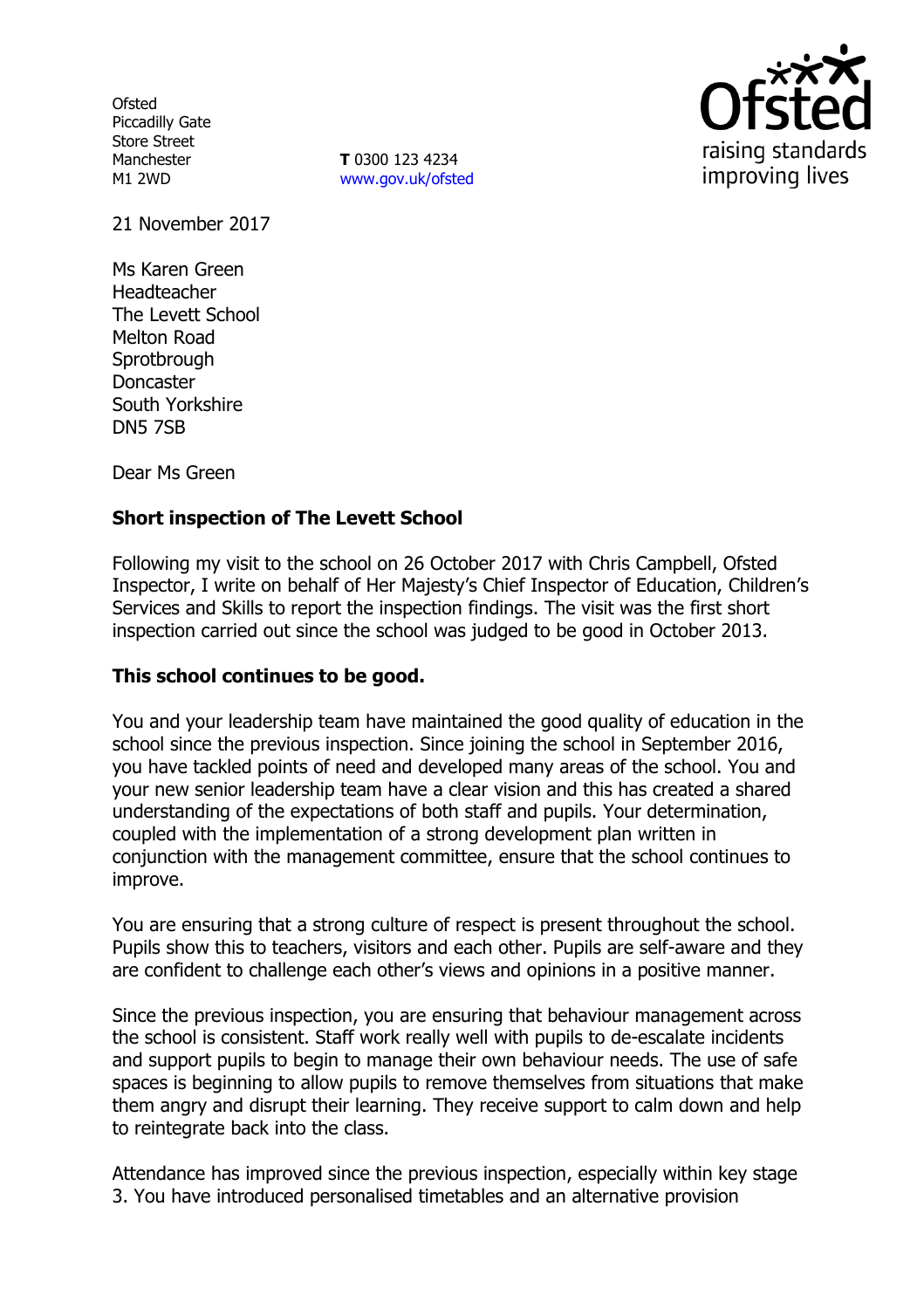Ofsted
Piccadilly Gate
Store Street
Manchester
M1 2WD

**T** 0300 123 4234
www.gov.uk/ofsted

21 November 2017

Ms Karen Green
Headteacher
The Levett School
Melton Road
Sprotbrough
Doncaster
South Yorkshire
DN5 7SB

Dear Ms Green

**Short inspection of The Levett School**

Following my visit to the school on 26 October 2017 with Chris Campbell, Ofsted Inspector, I write on behalf of Her Majesty's Chief Inspector of Education, Children's Services and Skills to report the inspection findings. The visit was the first short inspection carried out since the school was judged to be good in October 2013.

**This school continues to be good.**

You and your leadership team have maintained the good quality of education in the school since the previous inspection. Since joining the school in September 2016, you have tackled points of need and developed many areas of the school. You and your new senior leadership team have a clear vision and this has created a shared understanding of the expectations of both staff and pupils. Your determination, coupled with the implementation of a strong development plan written in conjunction with the management committee, ensure that the school continues to improve.

You are ensuring that a strong culture of respect is present throughout the school. Pupils show this to teachers, visitors and each other. Pupils are self-aware and they are confident to challenge each other's views and opinions in a positive manner.

Since the previous inspection, you are ensuring that behaviour management across the school is consistent. Staff work really well with pupils to de-escalate incidents and support pupils to begin to manage their own behaviour needs. The use of safe spaces is beginning to allow pupils to remove themselves from situations that make them angry and disrupt their learning. They receive support to calm down and help to reintegrate back into the class.

Attendance has improved since the previous inspection, especially within key stage 3. You have introduced personalised timetables and an alternative provision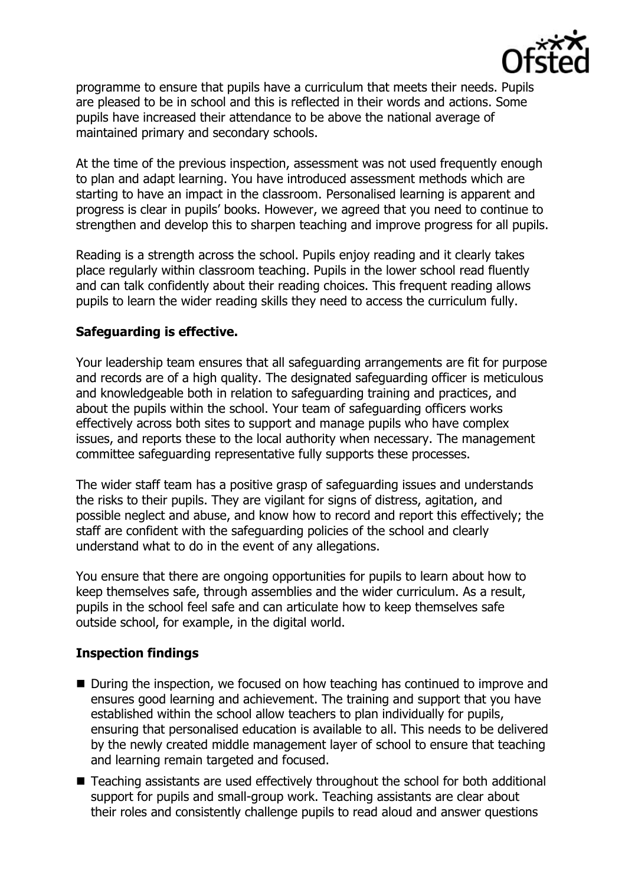programme to ensure that pupils have a curriculum that meets their needs. Pupils are pleased to be in school and this is reflected in their words and actions. Some pupils have increased their attendance to be above the national average of maintained primary and secondary schools.

At the time of the previous inspection, assessment was not used frequently enough to plan and adapt learning. You have introduced assessment methods which are starting to have an impact in the classroom. Personalised learning is apparent and progress is clear in pupils' books. However, we agreed that you need to continue to strengthen and develop this to sharpen teaching and improve progress for all pupils.

Reading is a strength across the school. Pupils enjoy reading and it clearly takes place regularly within classroom teaching. Pupils in the lower school read fluently and can talk confidently about their reading choices. This frequent reading allows pupils to learn the wider reading skills they need to access the curriculum fully.

### Safeguarding is effective.

Your leadership team ensures that all safeguarding arrangements are fit for purpose and records are of a high quality. The designated safeguarding officer is meticulous and knowledgeable both in relation to safeguarding training and practices, and about the pupils within the school. Your team of safeguarding officers works effectively across both sites to support and manage pupils who have complex issues, and reports these to the local authority when necessary. The management committee safeguarding representative fully supports these processes.

The wider staff team has a positive grasp of safeguarding issues and understands the risks to their pupils. They are vigilant for signs of distress, agitation, and possible neglect and abuse, and know how to record and report this effectively; the staff are confident with the safeguarding policies of the school and clearly understand what to do in the event of any allegations.

You ensure that there are ongoing opportunities for pupils to learn about how to keep themselves safe, through assemblies and the wider curriculum. As a result, pupils in the school feel safe and can articulate how to keep themselves safe outside school, for example, in the digital world.

### Inspection findings

- During the inspection, we focused on how teaching has continued to improve and ensures good learning and achievement. The training and support that you have established within the school allow teachers to plan individually for pupils, ensuring that personalised education is available to all. This needs to be delivered by the newly created middle management layer of school to ensure that teaching and learning remain targeted and focused.
- Teaching assistants are used effectively throughout the school for both additional support for pupils and small-group work. Teaching assistants are clear about their roles and consistently challenge pupils to read aloud and answer questions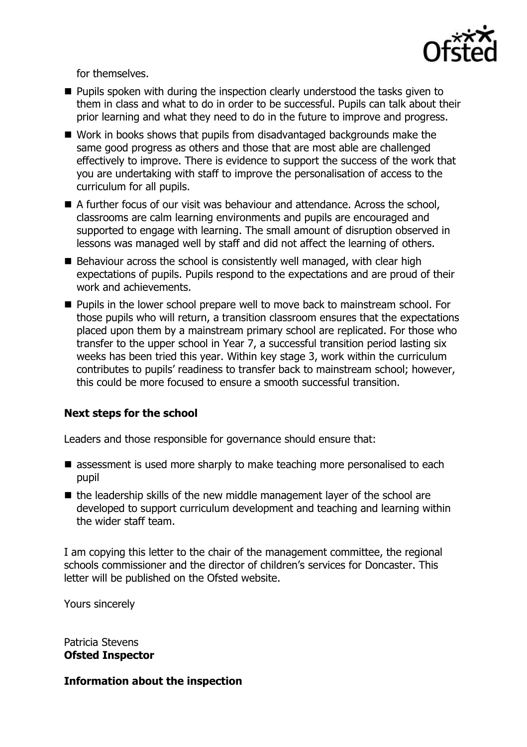for themselves.

- Pupils spoken with during the inspection clearly understood the tasks given to them in class and what to do in order to be successful. Pupils can talk about their prior learning and what they need to do in the future to improve and progress.
- Work in books shows that pupils from disadvantaged backgrounds make the same good progress as others and those that are most able are challenged effectively to improve. There is evidence to support the success of the work that you are undertaking with staff to improve the personalisation of access to the curriculum for all pupils.
- A further focus of our visit was behaviour and attendance. Across the school, classrooms are calm learning environments and pupils are encouraged and supported to engage with learning. The small amount of disruption observed in lessons was managed well by staff and did not affect the learning of others.
- Behaviour across the school is consistently well managed, with clear high expectations of pupils. Pupils respond to the expectations and are proud of their work and achievements.
- Pupils in the lower school prepare well to move back to mainstream school. For those pupils who will return, a transition classroom ensures that the expectations placed upon them by a mainstream primary school are replicated. For those who transfer to the upper school in Year 7, a successful transition period lasting six weeks has been tried this year. Within key stage 3, work within the curriculum contributes to pupils' readiness to transfer back to mainstream school; however, this could be more focused to ensure a smooth successful transition.

## Next steps for the school

Leaders and those responsible for governance should ensure that:

- assessment is used more sharply to make teaching more personalised to each pupil
- the leadership skills of the new middle management layer of the school are developed to support curriculum development and teaching and learning within the wider staff team.

I am copying this letter to the chair of the management committee, the regional schools commissioner and the director of children's services for Doncaster. This letter will be published on the Ofsted website.

Yours sincerely

Patricia Stevens
**Ofsted Inspector**

## Information about the inspection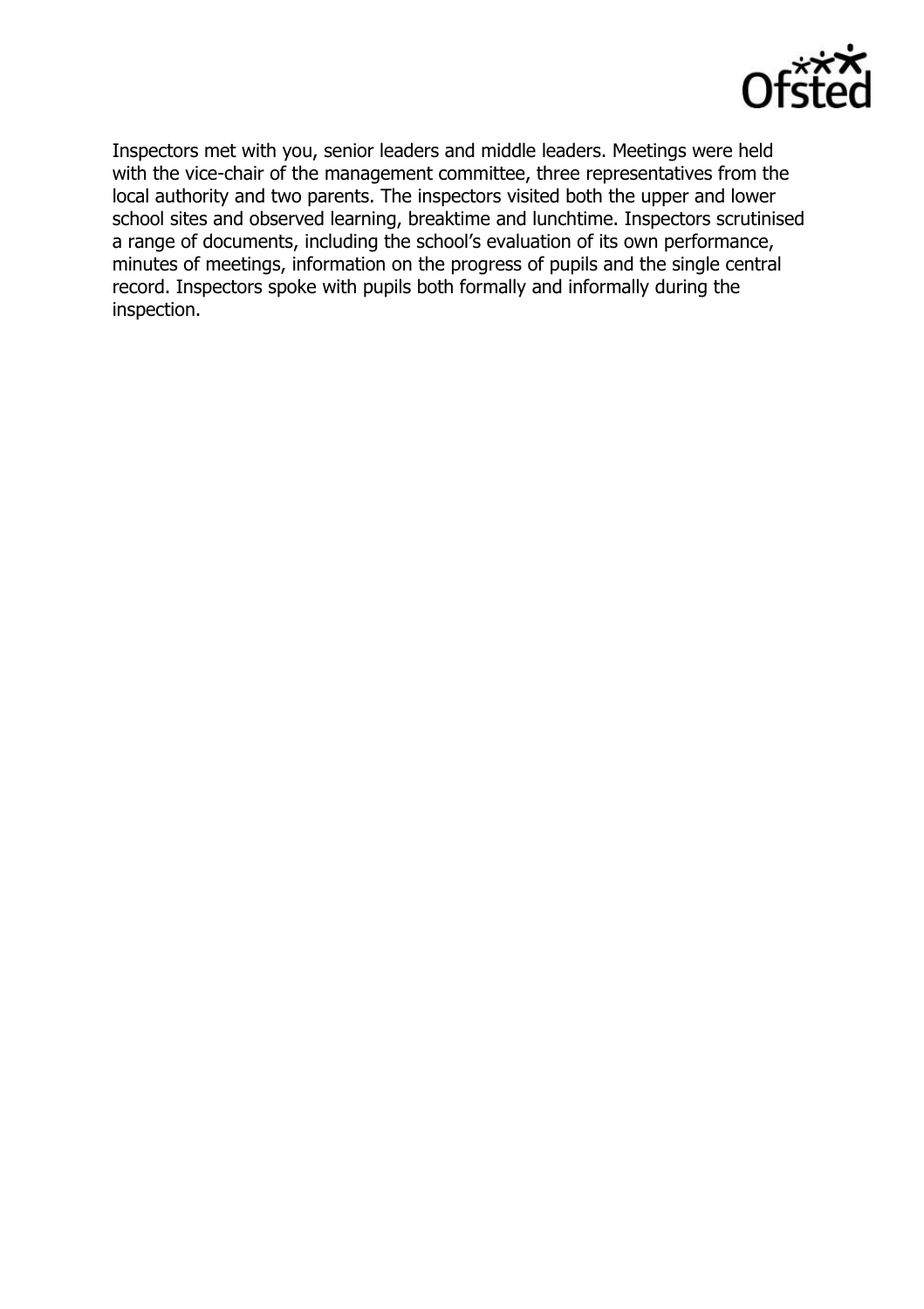Inspectors met with you, senior leaders and middle leaders. Meetings were held with the vice-chair of the management committee, three representatives from the local authority and two parents. The inspectors visited both the upper and lower school sites and observed learning, breaktime and lunchtime. Inspectors scrutinised a range of documents, including the school's evaluation of its own performance, minutes of meetings, information on the progress of pupils and the single central record. Inspectors spoke with pupils both formally and informally during the inspection.